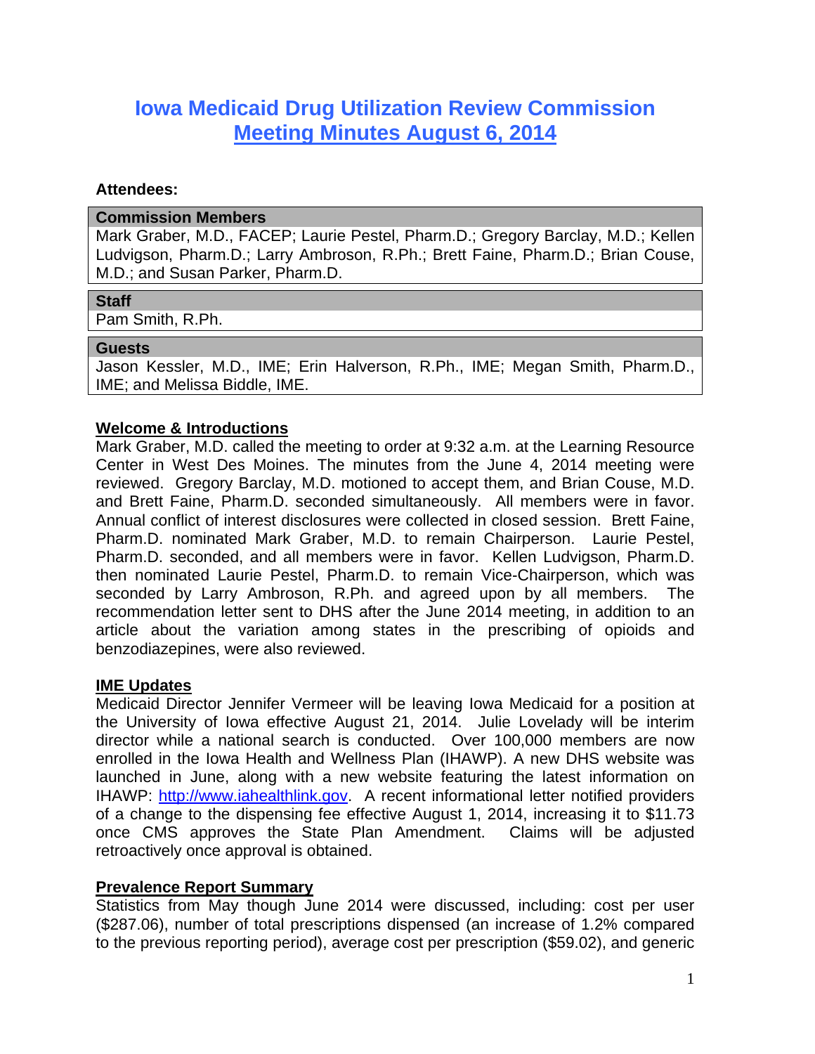# Iowa Medicaid Drug Utilization Review Commission
## Meeting Minutes August 6, 2014

**Attendees:**

| Commission Members |
|---|
| Mark Graber, M.D., FACEP; Laurie Pestel, Pharm.D.; Gregory Barclay, M.D.; Kellen Ludvigson, Pharm.D.; Larry Ambroson, R.Ph.; Brett Faine, Pharm.D.; Brian Couse, M.D.; and Susan Parker, Pharm.D. |

| Staff |
|---|
| Pam Smith, R.Ph. |

| Guests |
|---|
| Jason Kessler, M.D., IME; Erin Halverson, R.Ph., IME; Megan Smith, Pharm.D., IME; and Melissa Biddle, IME. |

**Welcome & Introductions**

Mark Graber, M.D. called the meeting to order at 9:32 a.m. at the Learning Resource Center in West Des Moines. The minutes from the June 4, 2014 meeting were reviewed. Gregory Barclay, M.D. motioned to accept them, and Brian Couse, M.D. and Brett Faine, Pharm.D. seconded simultaneously. All members were in favor. Annual conflict of interest disclosures were collected in closed session. Brett Faine, Pharm.D. nominated Mark Graber, M.D. to remain Chairperson. Laurie Pestel, Pharm.D. seconded, and all members were in favor. Kellen Ludvigson, Pharm.D. then nominated Laurie Pestel, Pharm.D. to remain Vice-Chairperson, which was seconded by Larry Ambroson, R.Ph. and agreed upon by all members. The recommendation letter sent to DHS after the June 2014 meeting, in addition to an article about the variation among states in the prescribing of opioids and benzodiazepines, were also reviewed.

**IME Updates**

Medicaid Director Jennifer Vermeer will be leaving Iowa Medicaid for a position at the University of Iowa effective August 21, 2014. Julie Lovelady will be interim director while a national search is conducted. Over 100,000 members are now enrolled in the Iowa Health and Wellness Plan (IHAWP). A new DHS website was launched in June, along with a new website featuring the latest information on IHAWP: http://www.iahealthlink.gov. A recent informational letter notified providers of a change to the dispensing fee effective August 1, 2014, increasing it to $11.73 once CMS approves the State Plan Amendment. Claims will be adjusted retroactively once approval is obtained.

**Prevalence Report Summary**

Statistics from May though June 2014 were discussed, including: cost per user ($287.06), number of total prescriptions dispensed (an increase of 1.2% compared to the previous reporting period), average cost per prescription ($59.02), and generic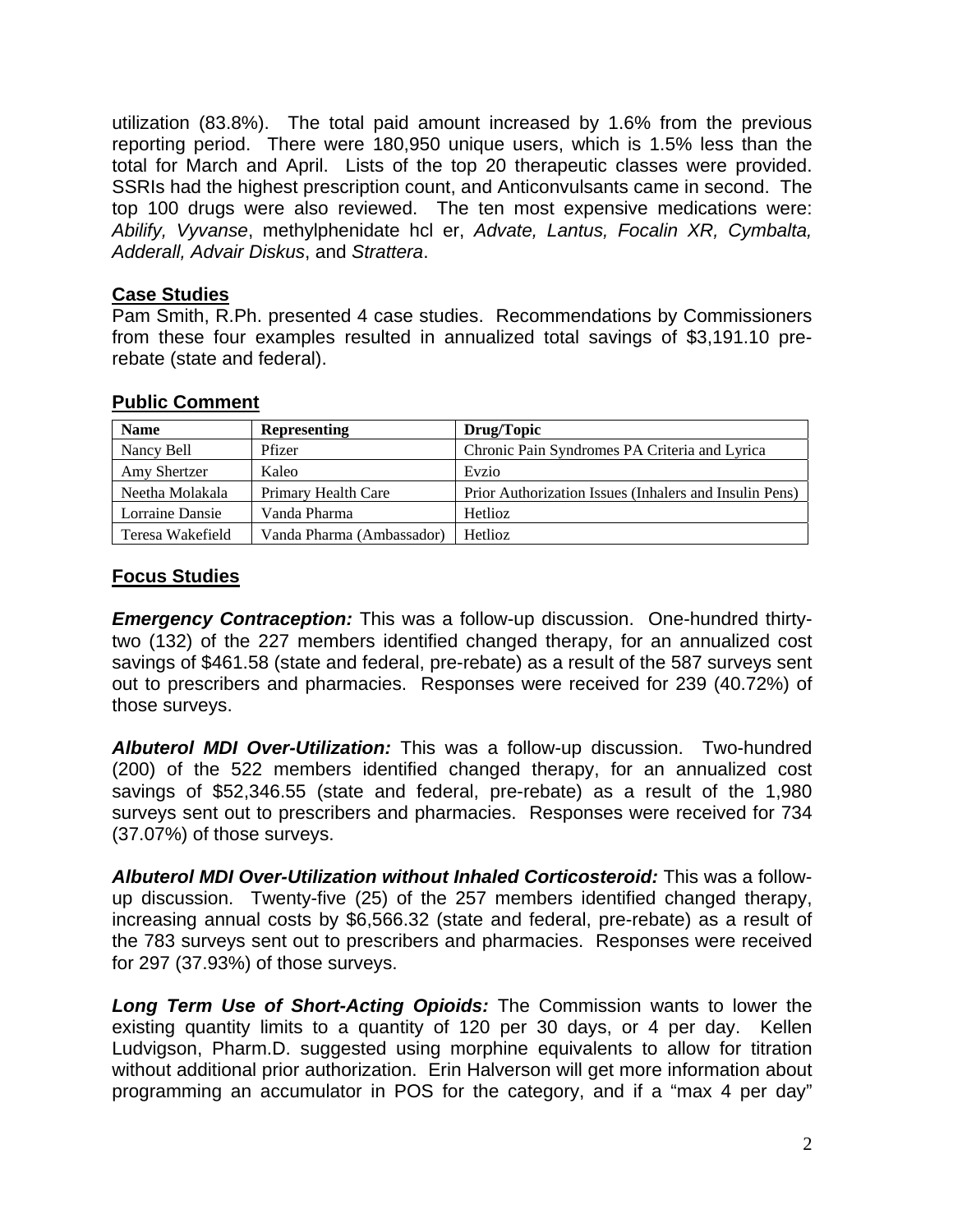utilization (83.8%). The total paid amount increased by 1.6% from the previous reporting period. There were 180,950 unique users, which is 1.5% less than the total for March and April. Lists of the top 20 therapeutic classes were provided. SSRIs had the highest prescription count, and Anticonvulsants came in second. The top 100 drugs were also reviewed. The ten most expensive medications were: *Abilify, Vyvanse*, methylphenidate hcl er, *Advate, Lantus, Focalin XR, Cymbalta, Adderall, Advair Diskus*, and *Strattera*.

## Case Studies

Pam Smith, R.Ph. presented 4 case studies. Recommendations by Commissioners from these four examples resulted in annualized total savings of $3,191.10 pre-rebate (state and federal).

## Public Comment

| Name | Representing | Drug/Topic |
|---|---|---|
| Nancy Bell | Pfizer | Chronic Pain Syndromes PA Criteria and Lyrica |
| Amy Shertzer | Kaleo | Evzio |
| Neetha Molakala | Primary Health Care | Prior Authorization Issues (Inhalers and Insulin Pens) |
| Lorraine Dansie | Vanda Pharma | Hetlioz |
| Teresa Wakefield | Vanda Pharma (Ambassador) | Hetlioz |

## Focus Studies

***Emergency Contraception:*** This was a follow-up discussion. One-hundred thirty-two (132) of the 227 members identified changed therapy, for an annualized cost savings of $461.58 (state and federal, pre-rebate) as a result of the 587 surveys sent out to prescribers and pharmacies. Responses were received for 239 (40.72%) of those surveys.

***Albuterol MDI Over-Utilization:*** This was a follow-up discussion. Two-hundred (200) of the 522 members identified changed therapy, for an annualized cost savings of $52,346.55 (state and federal, pre-rebate) as a result of the 1,980 surveys sent out to prescribers and pharmacies. Responses were received for 734 (37.07%) of those surveys.

***Albuterol MDI Over-Utilization without Inhaled Corticosteroid:*** This was a follow-up discussion. Twenty-five (25) of the 257 members identified changed therapy, increasing annual costs by $6,566.32 (state and federal, pre-rebate) as a result of the 783 surveys sent out to prescribers and pharmacies. Responses were received for 297 (37.93%) of those surveys.

***Long Term Use of Short-Acting Opioids:*** The Commission wants to lower the existing quantity limits to a quantity of 120 per 30 days, or 4 per day. Kellen Ludvigson, Pharm.D. suggested using morphine equivalents to allow for titration without additional prior authorization. Erin Halverson will get more information about programming an accumulator in POS for the category, and if a "max 4 per day"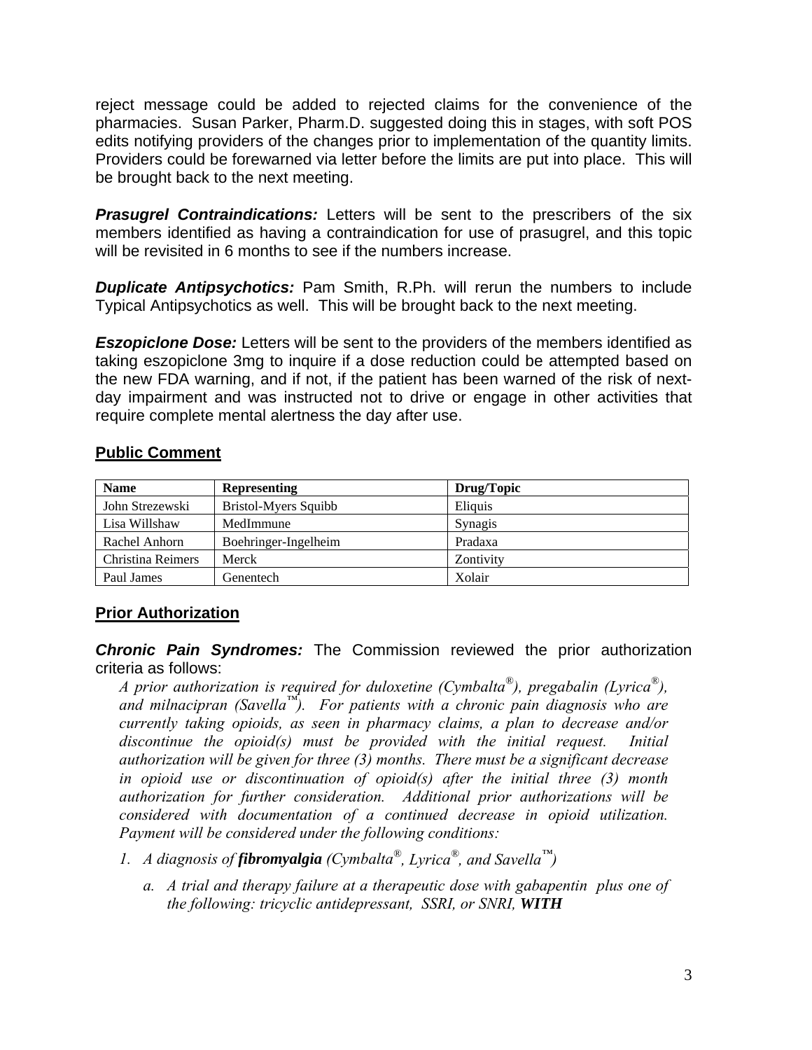reject message could be added to rejected claims for the convenience of the pharmacies. Susan Parker, Pharm.D. suggested doing this in stages, with soft POS edits notifying providers of the changes prior to implementation of the quantity limits. Providers could be forewarned via letter before the limits are put into place. This will be brought back to the next meeting.

***Prasugrel Contraindications:*** Letters will be sent to the prescribers of the six members identified as having a contraindication for use of prasugrel, and this topic will be revisited in 6 months to see if the numbers increase.

***Duplicate Antipsychotics:*** Pam Smith, R.Ph. will rerun the numbers to include Typical Antipsychotics as well. This will be brought back to the next meeting.

***Eszopiclone Dose:*** Letters will be sent to the providers of the members identified as taking eszopiclone 3mg to inquire if a dose reduction could be attempted based on the new FDA warning, and if not, if the patient has been warned of the risk of next-day impairment and was instructed not to drive or engage in other activities that require complete mental alertness the day after use.

## Public Comment

| Name | Representing | Drug/Topic |
|---|---|---|
| John Strezewski | Bristol-Myers Squibb | Eliquis |
| Lisa Willshaw | MedImmune | Synagis |
| Rachel Anhorn | Boehringer-Ingelheim | Pradaxa |
| Christina Reimers | Merck | Zontivity |
| Paul James | Genentech | Xolair |

## Prior Authorization

***Chronic Pain Syndromes:*** The Commission reviewed the prior authorization criteria as follows:

*A prior authorization is required for duloxetine (Cymbalta®), pregabalin (Lyrica®), and milnacipran (Savella™). For patients with a chronic pain diagnosis who are currently taking opioids, as seen in pharmacy claims, a plan to decrease and/or discontinue the opioid(s) must be provided with the initial request. Initial authorization will be given for three (3) months. There must be a significant decrease in opioid use or discontinuation of opioid(s) after the initial three (3) month authorization for further consideration. Additional prior authorizations will be considered with documentation of a continued decrease in opioid utilization. Payment will be considered under the following conditions:*

1. *A diagnosis of **fibromyalgia** (Cymbalta®, Lyrica®, and Savella™)*
   a. *A trial and therapy failure at a therapeutic dose with gabapentin plus one of the following: tricyclic antidepressant, SSRI, or SNRI, **WITH***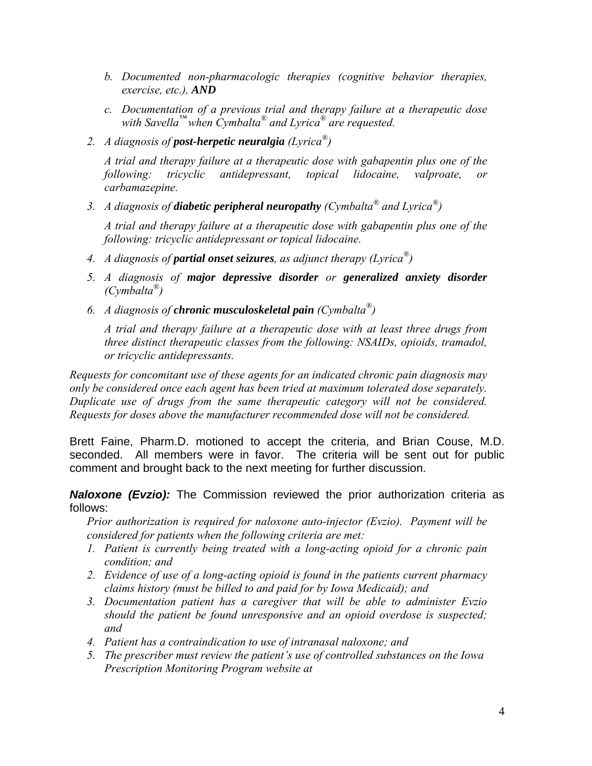b. *Documented non-pharmacologic therapies (cognitive behavior therapies, exercise, etc.),* ***AND***

   c. *Documentation of a previous trial and therapy failure at a therapeutic dose with Savella™ when Cymbalta® and Lyrica® are requested.*

2. *A diagnosis of* ***post-herpetic neuralgia*** *(Lyrica®)*

   *A trial and therapy failure at a therapeutic dose with gabapentin plus one of the following: tricyclic antidepressant, topical lidocaine, valproate, or carbamazepine.*

3. *A diagnosis of* ***diabetic peripheral neuropathy*** *(Cymbalta® and Lyrica®)*

   *A trial and therapy failure at a therapeutic dose with gabapentin plus one of the following: tricyclic antidepressant or topical lidocaine.*

4. *A diagnosis of* ***partial onset seizures****, as adjunct therapy (Lyrica®)*

5. *A diagnosis of* ***major depressive disorder*** *or* ***generalized anxiety disorder*** ***(Cymbalta®)***

6. *A diagnosis of* ***chronic musculoskeletal pain*** *(Cymbalta®)*

   *A trial and therapy failure at a therapeutic dose with at least three drugs from three distinct therapeutic classes from the following: NSAIDs, opioids, tramadol, or tricyclic antidepressants.*

*Requests for concomitant use of these agents for an indicated chronic pain diagnosis may only be considered once each agent has been tried at maximum tolerated dose separately. Duplicate use of drugs from the same therapeutic category will not be considered. Requests for doses above the manufacturer recommended dose will not be considered.*

Brett Faine, Pharm.D. motioned to accept the criteria, and Brian Couse, M.D. seconded. All members were in favor. The criteria will be sent out for public comment and brought back to the next meeting for further discussion.

***Naloxone (Evzio):*** The Commission reviewed the prior authorization criteria as follows:

*Prior authorization is required for naloxone auto-injector (Evzio). Payment will be considered for patients when the following criteria are met:*

1. *Patient is currently being treated with a long-acting opioid for a chronic pain condition; and*
2. *Evidence of use of a long-acting opioid is found in the patients current pharmacy claims history (must be billed to and paid for by Iowa Medicaid); and*
3. *Documentation patient has a caregiver that will be able to administer Evzio should the patient be found unresponsive and an opioid overdose is suspected; and*
4. *Patient has a contraindication to use of intranasal naloxone; and*
5. *The prescriber must review the patient's use of controlled substances on the Iowa Prescription Monitoring Program website at*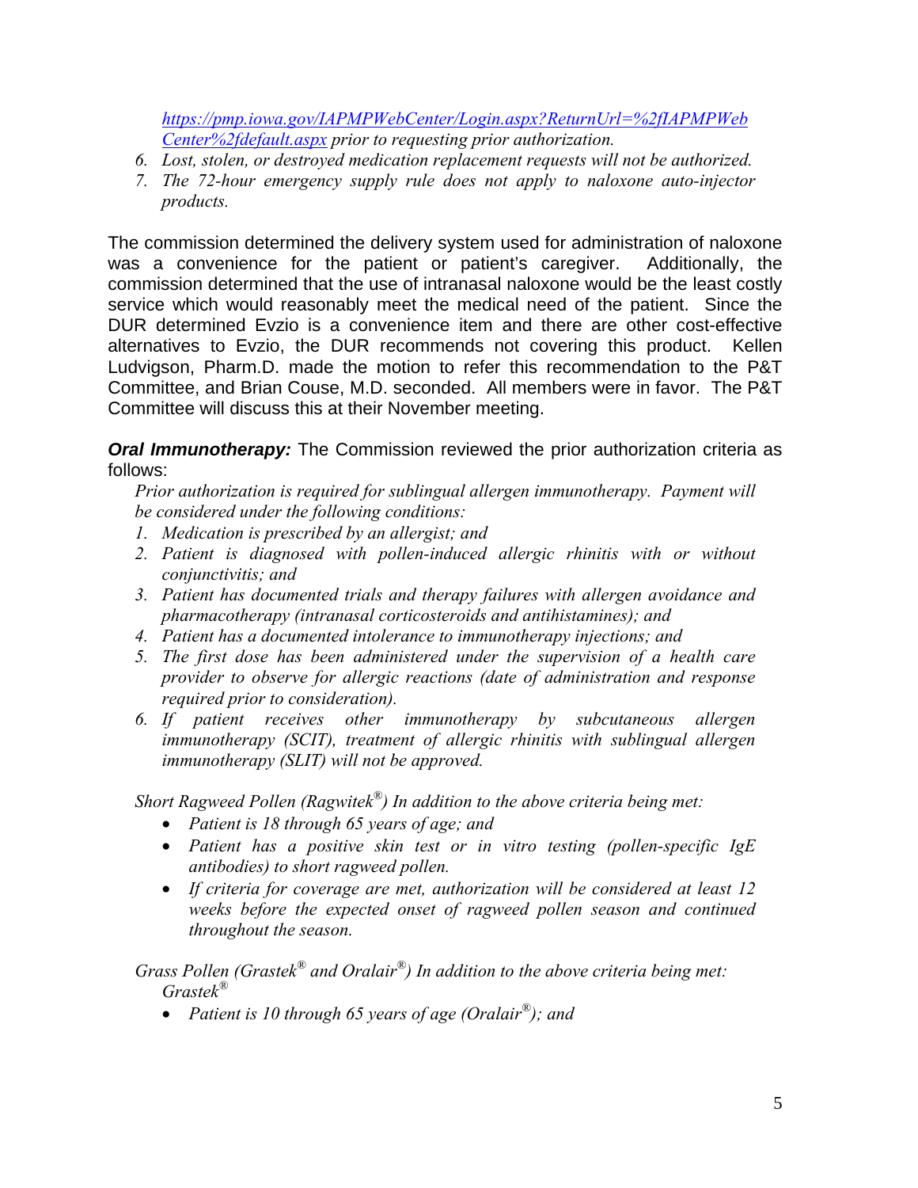*[https://pmp.iowa.gov/IAPMPWebCenter/Login.aspx?ReturnUrl=%2fIAPMPWebCenter%2fdefault.aspx](https://pmp.iowa.gov/IAPMPWebCenter/Login.aspx?ReturnUrl=%2fIAPMPWebCenter%2fdefault.aspx) prior to requesting prior authorization.*

6. *Lost, stolen, or destroyed medication replacement requests will not be authorized.*
7. *The 72-hour emergency supply rule does not apply to naloxone auto-injector products.*

The commission determined the delivery system used for administration of naloxone was a convenience for the patient or patient's caregiver. Additionally, the commission determined that the use of intranasal naloxone would be the least costly service which would reasonably meet the medical need of the patient. Since the DUR determined Evzio is a convenience item and there are other cost-effective alternatives to Evzio, the DUR recommends not covering this product. Kellen Ludvigson, Pharm.D. made the motion to refer this recommendation to the P&T Committee, and Brian Couse, M.D. seconded. All members were in favor. The P&T Committee will discuss this at their November meeting.

***Oral Immunotherapy:*** The Commission reviewed the prior authorization criteria as follows:

*Prior authorization is required for sublingual allergen immunotherapy. Payment will be considered under the following conditions:*

1. *Medication is prescribed by an allergist; and*
2. *Patient is diagnosed with pollen-induced allergic rhinitis with or without conjunctivitis; and*
3. *Patient has documented trials and therapy failures with allergen avoidance and pharmacotherapy (intranasal corticosteroids and antihistamines); and*
4. *Patient has a documented intolerance to immunotherapy injections; and*
5. *The first dose has been administered under the supervision of a health care provider to observe for allergic reactions (date of administration and response required prior to consideration).*
6. *If patient receives other immunotherapy by subcutaneous allergen immunotherapy (SCIT), treatment of allergic rhinitis with sublingual allergen immunotherapy (SLIT) will not be approved.*

*Short Ragweed Pollen (Ragwitek®) In addition to the above criteria being met:*

- *Patient is 18 through 65 years of age; and*
- *Patient has a positive skin test or in vitro testing (pollen-specific IgE antibodies) to short ragweed pollen.*
- *If criteria for coverage are met, authorization will be considered at least 12 weeks before the expected onset of ragweed pollen season and continued throughout the season.*

*Grass Pollen (Grastek® and Oralair®) In addition to the above criteria being met:*
*Grastek®*

- *Patient is 10 through 65 years of age (Oralair®); and*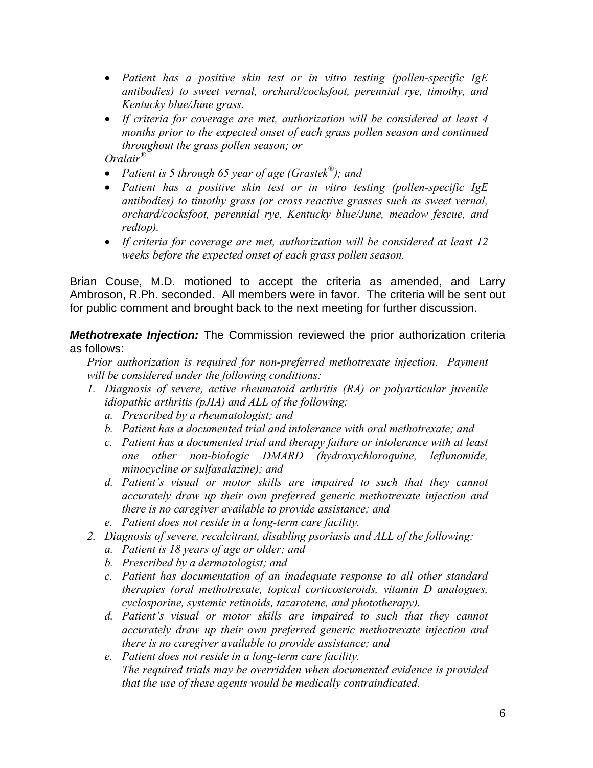- *Patient has a positive skin test or in vitro testing (pollen-specific IgE antibodies) to sweet vernal, orchard/cocksfoot, perennial rye, timothy, and Kentucky blue/June grass.*
- *If criteria for coverage are met, authorization will be considered at least 4 months prior to the expected onset of each grass pollen season and continued throughout the grass pollen season; or*

*Oralair®*

- *Patient is 5 through 65 year of age (Grastek®); and*
- *Patient has a positive skin test or in vitro testing (pollen-specific IgE antibodies) to timothy grass (or cross reactive grasses such as sweet vernal, orchard/cocksfoot, perennial rye, Kentucky blue/June, meadow fescue, and redtop).*
- *If criteria for coverage are met, authorization will be considered at least 12 weeks before the expected onset of each grass pollen season.*

Brian Couse, M.D. motioned to accept the criteria as amended, and Larry Ambroson, R.Ph. seconded. All members were in favor. The criteria will be sent out for public comment and brought back to the next meeting for further discussion.

***Methotrexate Injection:*** The Commission reviewed the prior authorization criteria as follows:

*Prior authorization is required for non-preferred methotrexate injection. Payment will be considered under the following conditions:*

1. *Diagnosis of severe, active rheumatoid arthritis (RA) or polyarticular juvenile idiopathic arthritis (pJIA) and ALL of the following:*
   a. *Prescribed by a rheumatologist; and*
   b. *Patient has a documented trial and intolerance with oral methotrexate; and*
   c. *Patient has a documented trial and therapy failure or intolerance with at least one other non-biologic DMARD (hydroxychloroquine, leflunomide, minocycline or sulfasalazine); and*
   d. *Patient's visual or motor skills are impaired to such that they cannot accurately draw up their own preferred generic methotrexate injection and there is no caregiver available to provide assistance; and*
   e. *Patient does not reside in a long-term care facility.*
2. *Diagnosis of severe, recalcitrant, disabling psoriasis and ALL of the following:*
   a. *Patient is 18 years of age or older; and*
   b. *Prescribed by a dermatologist; and*
   c. *Patient has documentation of an inadequate response to all other standard therapies (oral methotrexate, topical corticosteroids, vitamin D analogues, cyclosporine, systemic retinoids, tazarotene, and phototherapy).*
   d. *Patient's visual or motor skills are impaired to such that they cannot accurately draw up their own preferred generic methotrexate injection and there is no caregiver available to provide assistance; and*
   e. *Patient does not reside in a long-term care facility.*
   *The required trials may be overridden when documented evidence is provided that the use of these agents would be medically contraindicated.*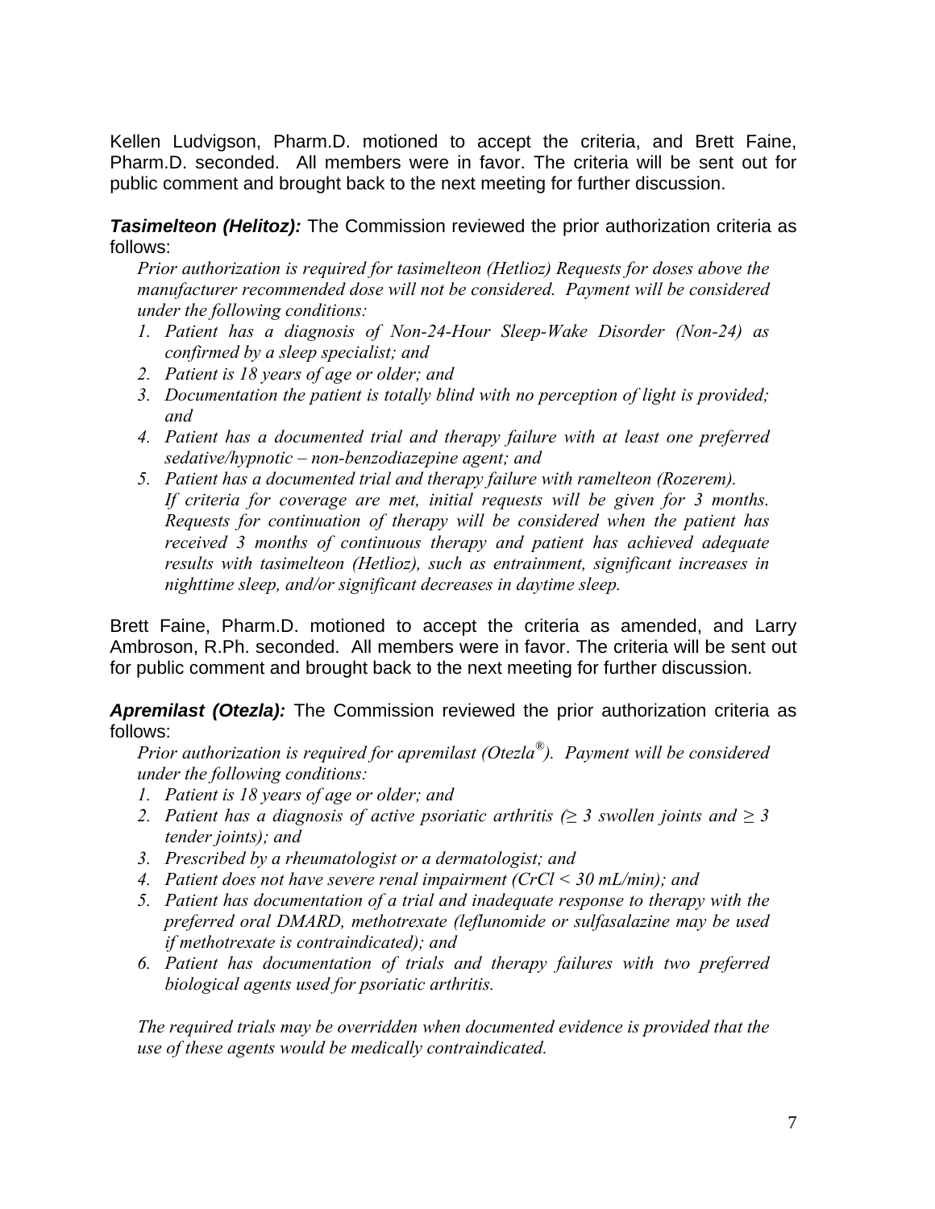Kellen Ludvigson, Pharm.D. motioned to accept the criteria, and Brett Faine, Pharm.D. seconded. All members were in favor. The criteria will be sent out for public comment and brought back to the next meeting for further discussion.

***Tasimelteon (Helitoz):*** The Commission reviewed the prior authorization criteria as follows:

*Prior authorization is required for tasimelteon (Hetlioz) Requests for doses above the manufacturer recommended dose will not be considered. Payment will be considered under the following conditions:*

1. *Patient has a diagnosis of Non-24-Hour Sleep-Wake Disorder (Non-24) as confirmed by a sleep specialist; and*
2. *Patient is 18 years of age or older; and*
3. *Documentation the patient is totally blind with no perception of light is provided; and*
4. *Patient has a documented trial and therapy failure with at least one preferred sedative/hypnotic – non-benzodiazepine agent; and*
5. *Patient has a documented trial and therapy failure with ramelteon (Rozerem).*
   *If criteria for coverage are met, initial requests will be given for 3 months. Requests for continuation of therapy will be considered when the patient has received 3 months of continuous therapy and patient has achieved adequate results with tasimelteon (Hetlioz), such as entrainment, significant increases in nighttime sleep, and/or significant decreases in daytime sleep.*

Brett Faine, Pharm.D. motioned to accept the criteria as amended, and Larry Ambroson, R.Ph. seconded. All members were in favor. The criteria will be sent out for public comment and brought back to the next meeting for further discussion.

***Apremilast (Otezla):*** The Commission reviewed the prior authorization criteria as follows:

*Prior authorization is required for apremilast (Otezla®). Payment will be considered under the following conditions:*

1. *Patient is 18 years of age or older; and*
2. *Patient has a diagnosis of active psoriatic arthritis ($\geq$ 3 swollen joints and $\geq$ 3 tender joints); and*
3. *Prescribed by a rheumatologist or a dermatologist; and*
4. *Patient does not have severe renal impairment (CrCl < 30 mL/min); and*
5. *Patient has documentation of a trial and inadequate response to therapy with the preferred oral DMARD, methotrexate (leflunomide or sulfasalazine may be used if methotrexate is contraindicated); and*
6. *Patient has documentation of trials and therapy failures with two preferred biological agents used for psoriatic arthritis.*

*The required trials may be overridden when documented evidence is provided that the use of these agents would be medically contraindicated.*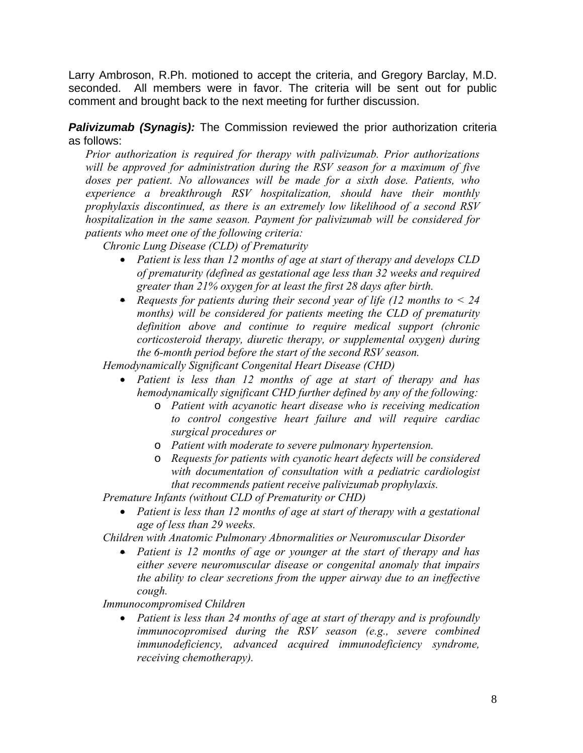Larry Ambroson, R.Ph. motioned to accept the criteria, and Gregory Barclay, M.D. seconded. All members were in favor. The criteria will be sent out for public comment and brought back to the next meeting for further discussion.

***Palivizumab (Synagis):*** The Commission reviewed the prior authorization criteria as follows:

*Prior authorization is required for therapy with palivizumab. Prior authorizations will be approved for administration during the RSV season for a maximum of five doses per patient. No allowances will be made for a sixth dose. Patients, who experience a breakthrough RSV hospitalization, should have their monthly prophylaxis discontinued, as there is an extremely low likelihood of a second RSV hospitalization in the same season. Payment for palivizumab will be considered for patients who meet one of the following criteria:*

*Chronic Lung Disease (CLD) of Prematurity*

- *Patient is less than 12 months of age at start of therapy and develops CLD of prematurity (defined as gestational age less than 32 weeks and required greater than 21% oxygen for at least the first 28 days after birth.*
- *Requests for patients during their second year of life (12 months to < 24 months) will be considered for patients meeting the CLD of prematurity definition above and continue to require medical support (chronic corticosteroid therapy, diuretic therapy, or supplemental oxygen) during the 6-month period before the start of the second RSV season.*

*Hemodynamically Significant Congenital Heart Disease (CHD)*

- *Patient is less than 12 months of age at start of therapy and has hemodynamically significant CHD further defined by any of the following:*
  - *Patient with acyanotic heart disease who is receiving medication to control congestive heart failure and will require cardiac surgical procedures or*
  - *Patient with moderate to severe pulmonary hypertension.*
  - *Requests for patients with cyanotic heart defects will be considered with documentation of consultation with a pediatric cardiologist that recommends patient receive palivizumab prophylaxis.*

*Premature Infants (without CLD of Prematurity or CHD)*

- *Patient is less than 12 months of age at start of therapy with a gestational age of less than 29 weeks.*

*Children with Anatomic Pulmonary Abnormalities or Neuromuscular Disorder*

- *Patient is 12 months of age or younger at the start of therapy and has either severe neuromuscular disease or congenital anomaly that impairs the ability to clear secretions from the upper airway due to an ineffective cough.*

*Immunocompromised Children*

- *Patient is less than 24 months of age at start of therapy and is profoundly immunocopromised during the RSV season (e.g., severe combined immunodeficiency, advanced acquired immunodeficiency syndrome, receiving chemotherapy).*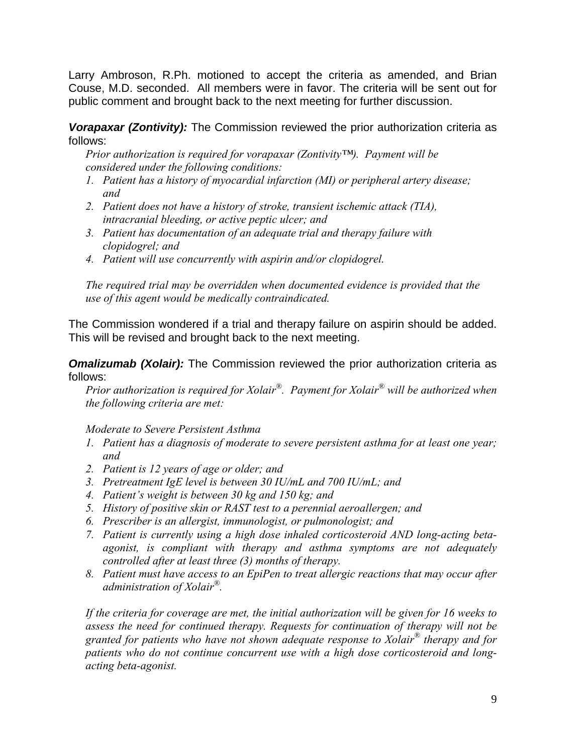Larry Ambroson, R.Ph. motioned to accept the criteria as amended, and Brian Couse, M.D. seconded. All members were in favor. The criteria will be sent out for public comment and brought back to the next meeting for further discussion.

***Vorapaxar (Zontivity):*** The Commission reviewed the prior authorization criteria as follows:

*Prior authorization is required for vorapaxar (Zontivity™). Payment will be considered under the following conditions:*

1. *Patient has a history of myocardial infarction (MI) or peripheral artery disease; and*
2. *Patient does not have a history of stroke, transient ischemic attack (TIA), intracranial bleeding, or active peptic ulcer; and*
3. *Patient has documentation of an adequate trial and therapy failure with clopidogrel; and*
4. *Patient will use concurrently with aspirin and/or clopidogrel.*

*The required trial may be overridden when documented evidence is provided that the use of this agent would be medically contraindicated.*

The Commission wondered if a trial and therapy failure on aspirin should be added. This will be revised and brought back to the next meeting.

***Omalizumab (Xolair):*** The Commission reviewed the prior authorization criteria as follows:

*Prior authorization is required for Xolair®. Payment for Xolair® will be authorized when the following criteria are met:*

*Moderate to Severe Persistent Asthma*

1. *Patient has a diagnosis of moderate to severe persistent asthma for at least one year; and*
2. *Patient is 12 years of age or older; and*
3. *Pretreatment IgE level is between 30 IU/mL and 700 IU/mL; and*
4. *Patient's weight is between 30 kg and 150 kg; and*
5. *History of positive skin or RAST test to a perennial aeroallergen; and*
6. *Prescriber is an allergist, immunologist, or pulmonologist; and*
7. *Patient is currently using a high dose inhaled corticosteroid AND long-acting beta-agonist, is compliant with therapy and asthma symptoms are not adequately controlled after at least three (3) months of therapy.*
8. *Patient must have access to an EpiPen to treat allergic reactions that may occur after administration of Xolair®.*

*If the criteria for coverage are met, the initial authorization will be given for 16 weeks to assess the need for continued therapy. Requests for continuation of therapy will not be granted for patients who have not shown adequate response to Xolair® therapy and for patients who do not continue concurrent use with a high dose corticosteroid and long-acting beta-agonist.*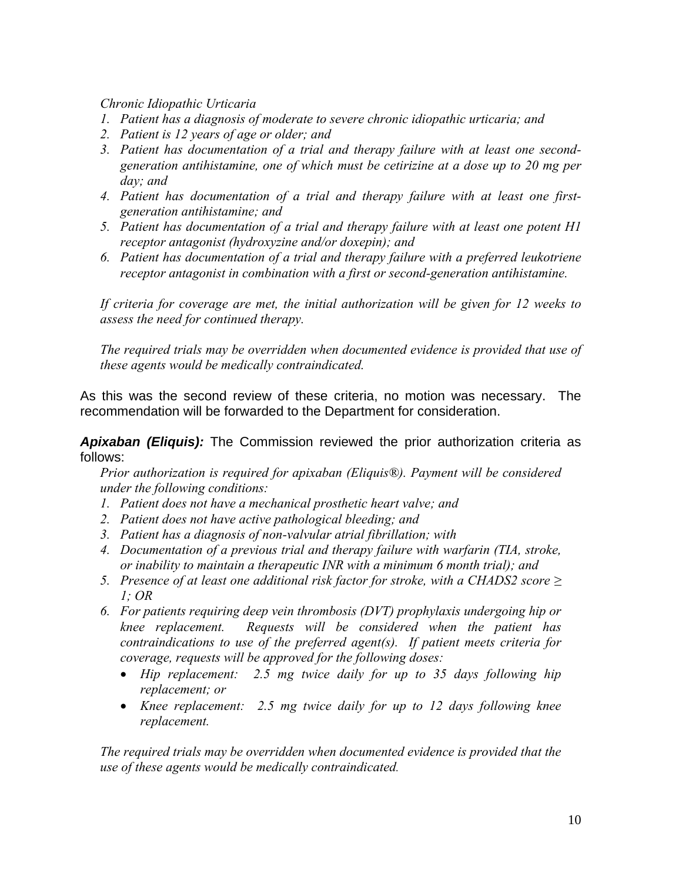*Chronic Idiopathic Urticaria*

1. *Patient has a diagnosis of moderate to severe chronic idiopathic urticaria; and*
2. *Patient is 12 years of age or older; and*
3. *Patient has documentation of a trial and therapy failure with at least one second-generation antihistamine, one of which must be cetirizine at a dose up to 20 mg per day; and*
4. *Patient has documentation of a trial and therapy failure with at least one first-generation antihistamine; and*
5. *Patient has documentation of a trial and therapy failure with at least one potent H1 receptor antagonist (hydroxyzine and/or doxepin); and*
6. *Patient has documentation of a trial and therapy failure with a preferred leukotriene receptor antagonist in combination with a first or second-generation antihistamine.*

*If criteria for coverage are met, the initial authorization will be given for 12 weeks to assess the need for continued therapy.*

*The required trials may be overridden when documented evidence is provided that use of these agents would be medically contraindicated.*

As this was the second review of these criteria, no motion was necessary. The recommendation will be forwarded to the Department for consideration.

***Apixaban (Eliquis):*** The Commission reviewed the prior authorization criteria as follows:

*Prior authorization is required for apixaban (Eliquis®). Payment will be considered under the following conditions:*

1. *Patient does not have a mechanical prosthetic heart valve; and*
2. *Patient does not have active pathological bleeding; and*
3. *Patient has a diagnosis of non-valvular atrial fibrillation; with*
4. *Documentation of a previous trial and therapy failure with warfarin (TIA, stroke, or inability to maintain a therapeutic INR with a minimum 6 month trial); and*
5. *Presence of at least one additional risk factor for stroke, with a CHADS2 score ≥ 1; OR*
6. *For patients requiring deep vein thrombosis (DVT) prophylaxis undergoing hip or knee replacement. Requests will be considered when the patient has contraindications to use of the preferred agent(s). If patient meets criteria for coverage, requests will be approved for the following doses:*
   - *Hip replacement: 2.5 mg twice daily for up to 35 days following hip replacement; or*
   - *Knee replacement: 2.5 mg twice daily for up to 12 days following knee replacement.*

*The required trials may be overridden when documented evidence is provided that the use of these agents would be medically contraindicated.*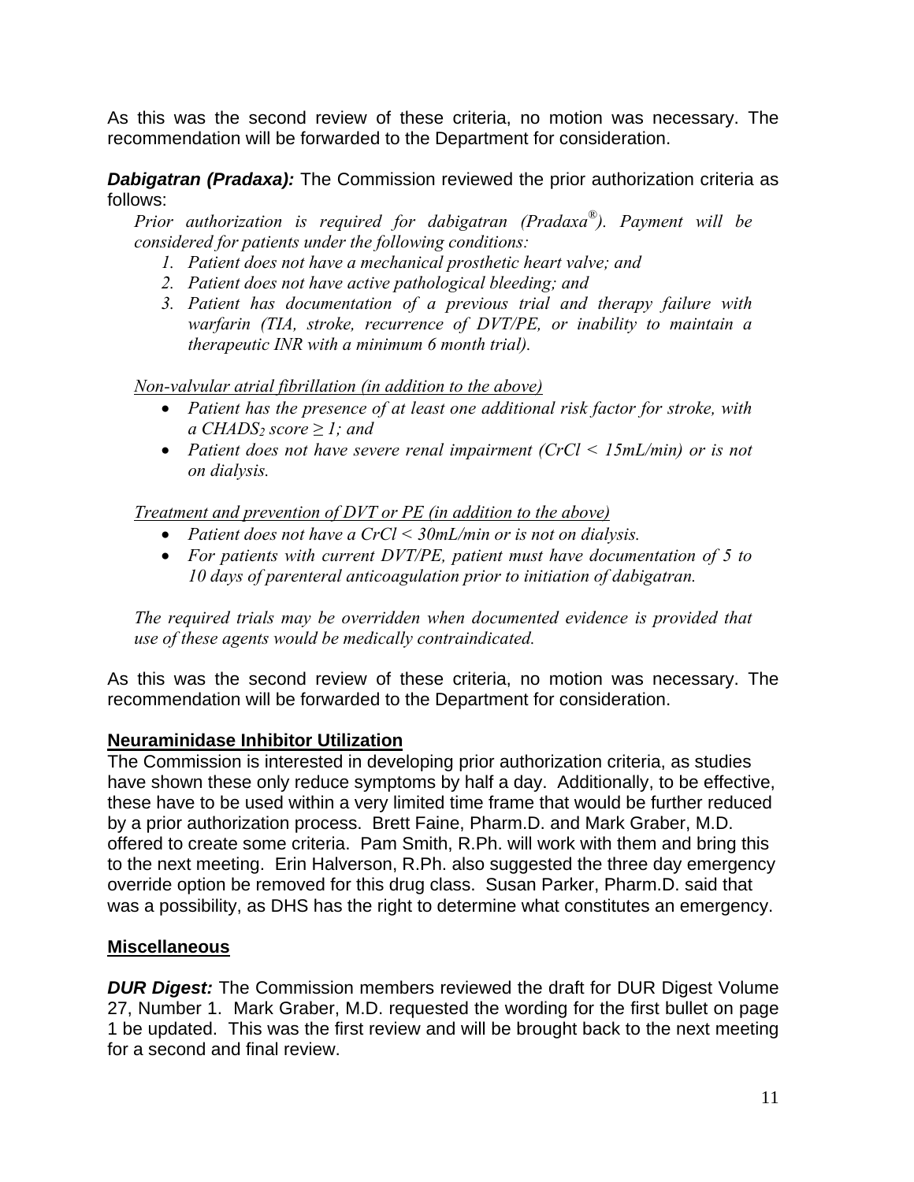As this was the second review of these criteria, no motion was necessary. The recommendation will be forwarded to the Department for consideration.

***Dabigatran (Pradaxa):*** The Commission reviewed the prior authorization criteria as follows:

*Prior authorization is required for dabigatran (Pradaxa®). Payment will be considered for patients under the following conditions:*

1. *Patient does not have a mechanical prosthetic heart valve; and*
2. *Patient does not have active pathological bleeding; and*
3. *Patient has documentation of a previous trial and therapy failure with warfarin (TIA, stroke, recurrence of DVT/PE, or inability to maintain a therapeutic INR with a minimum 6 month trial).*

*Non-valvular atrial fibrillation (in addition to the above)*

- *Patient has the presence of at least one additional risk factor for stroke, with a $CHADS_2$ score $\geq 1$; and*
- *Patient does not have severe renal impairment (CrCl < 15mL/min) or is not on dialysis.*

*Treatment and prevention of DVT or PE (in addition to the above)*

- *Patient does not have a CrCl < 30mL/min or is not on dialysis.*
- *For patients with current DVT/PE, patient must have documentation of 5 to 10 days of parenteral anticoagulation prior to initiation of dabigatran.*

*The required trials may be overridden when documented evidence is provided that use of these agents would be medically contraindicated.*

As this was the second review of these criteria, no motion was necessary. The recommendation will be forwarded to the Department for consideration.

## Neuraminidase Inhibitor Utilization

The Commission is interested in developing prior authorization criteria, as studies have shown these only reduce symptoms by half a day. Additionally, to be effective, these have to be used within a very limited time frame that would be further reduced by a prior authorization process. Brett Faine, Pharm.D. and Mark Graber, M.D. offered to create some criteria. Pam Smith, R.Ph. will work with them and bring this to the next meeting. Erin Halverson, R.Ph. also suggested the three day emergency override option be removed for this drug class. Susan Parker, Pharm.D. said that was a possibility, as DHS has the right to determine what constitutes an emergency.

## Miscellaneous

***DUR Digest:*** The Commission members reviewed the draft for DUR Digest Volume 27, Number 1. Mark Graber, M.D. requested the wording for the first bullet on page 1 be updated. This was the first review and will be brought back to the next meeting for a second and final review.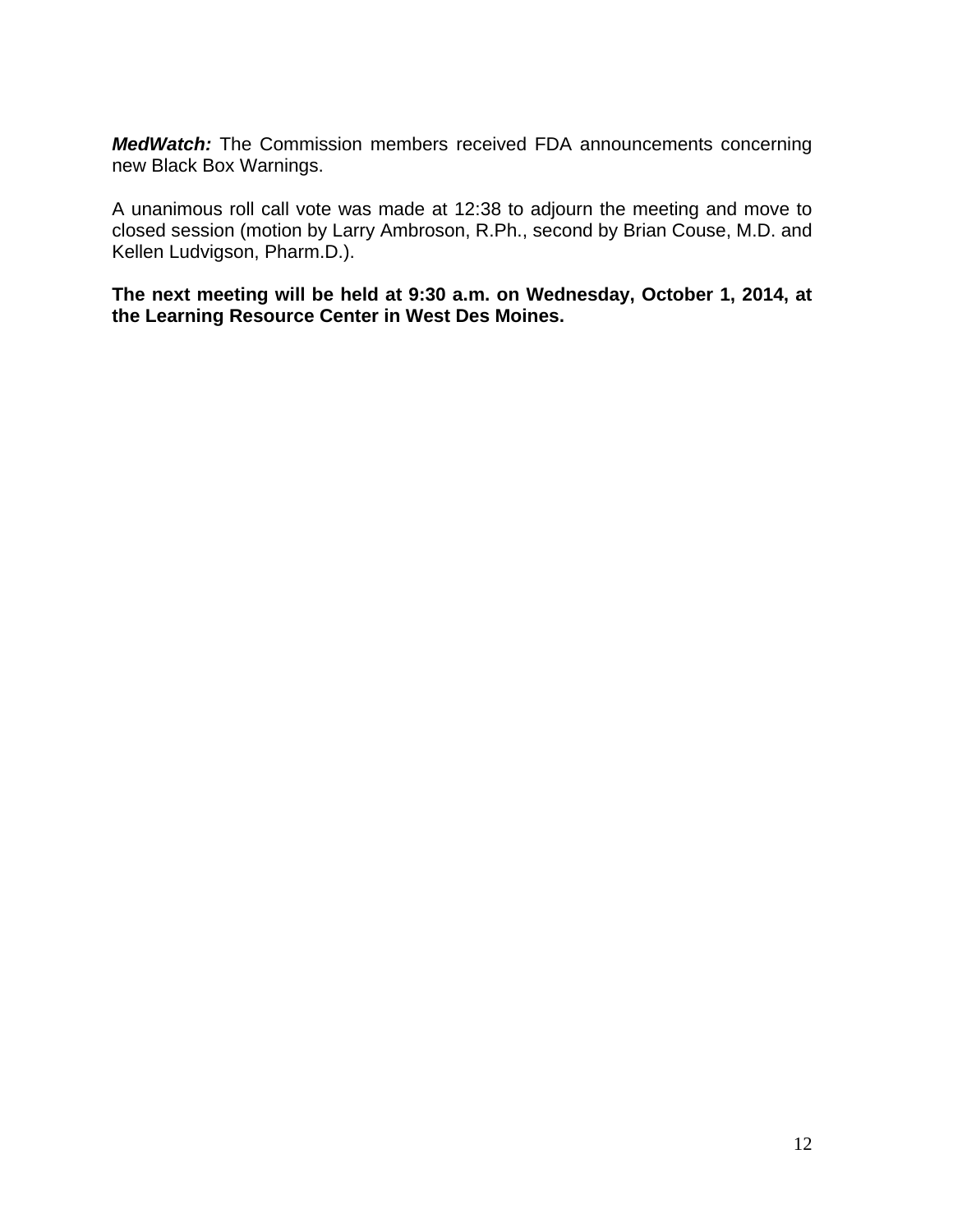***MedWatch:*** The Commission members received FDA announcements concerning new Black Box Warnings.

A unanimous roll call vote was made at 12:38 to adjourn the meeting and move to closed session (motion by Larry Ambroson, R.Ph., second by Brian Couse, M.D. and Kellen Ludvigson, Pharm.D.).

**The next meeting will be held at 9:30 a.m. on Wednesday, October 1, 2014, at the Learning Resource Center in West Des Moines.**